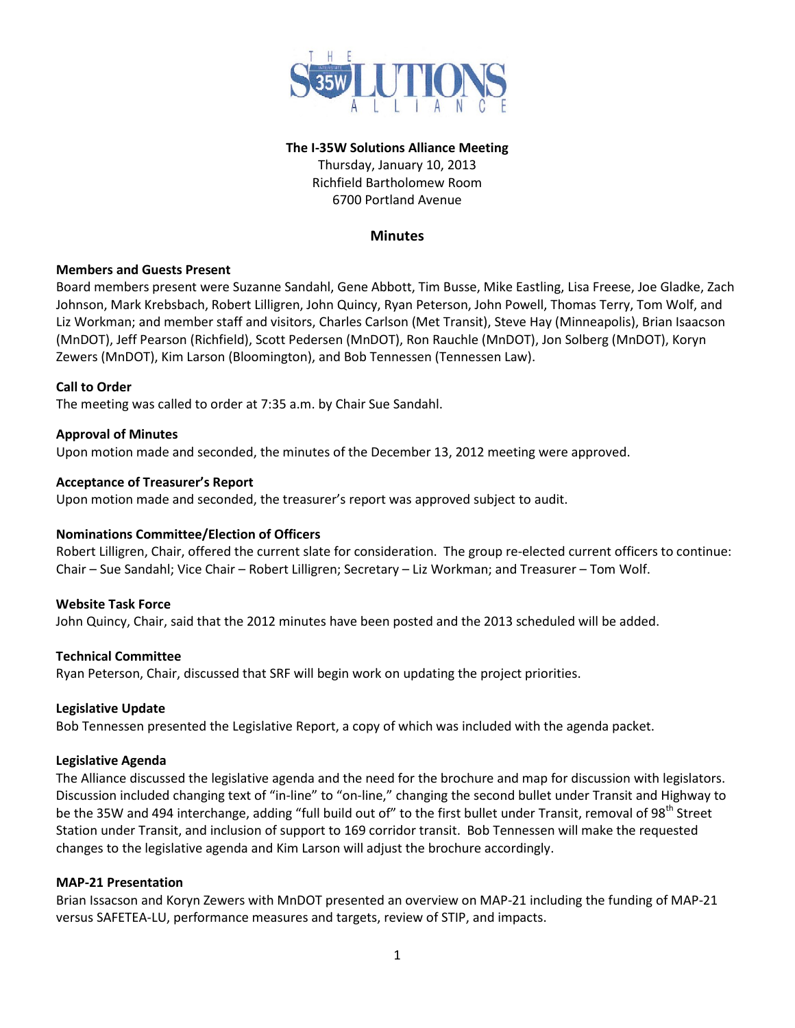**The I-35W Solutions Alliance Meeting**
Thursday, January 10, 2013
Richfield Bartholomew Room
6700 Portland Avenue

## Minutes

### Members and Guests Present

Board members present were Suzanne Sandahl, Gene Abbott, Tim Busse, Mike Eastling, Lisa Freese, Joe Gladke, Zach Johnson, Mark Krebsbach, Robert Lilligren, John Quincy, Ryan Peterson, John Powell, Thomas Terry, Tom Wolf, and Liz Workman; and member staff and visitors, Charles Carlson (Met Transit), Steve Hay (Minneapolis), Brian Isaacson (MnDOT), Jeff Pearson (Richfield), Scott Pedersen (MnDOT), Ron Rauchle (MnDOT), Jon Solberg (MnDOT), Koryn Zewers (MnDOT), Kim Larson (Bloomington), and Bob Tennessen (Tennessen Law).

### Call to Order

The meeting was called to order at 7:35 a.m. by Chair Sue Sandahl.

### Approval of Minutes

Upon motion made and seconded, the minutes of the December 13, 2012 meeting were approved.

### Acceptance of Treasurer's Report

Upon motion made and seconded, the treasurer's report was approved subject to audit.

### Nominations Committee/Election of Officers

Robert Lilligren, Chair, offered the current slate for consideration. The group re-elected current officers to continue: Chair – Sue Sandahl; Vice Chair – Robert Lilligren; Secretary – Liz Workman; and Treasurer – Tom Wolf.

### Website Task Force

John Quincy, Chair, said that the 2012 minutes have been posted and the 2013 scheduled will be added.

### Technical Committee

Ryan Peterson, Chair, discussed that SRF will begin work on updating the project priorities.

### Legislative Update

Bob Tennessen presented the Legislative Report, a copy of which was included with the agenda packet.

### Legislative Agenda

The Alliance discussed the legislative agenda and the need for the brochure and map for discussion with legislators. Discussion included changing text of "in-line" to "on-line," changing the second bullet under Transit and Highway to be the 35W and 494 interchange, adding "full build out of" to the first bullet under Transit, removal of 98th Street Station under Transit, and inclusion of support to 169 corridor transit. Bob Tennesen will make the requested changes to the legislative agenda and Kim Larson will adjust the brochure accordingly.

### MAP-21 Presentation

Brian Issacson and Koryn Zewers with MnDOT presented an overview on MAP-21 including the funding of MAP-21 versus SAFETEA-LU, performance measures and targets, review of STIP, and impacts.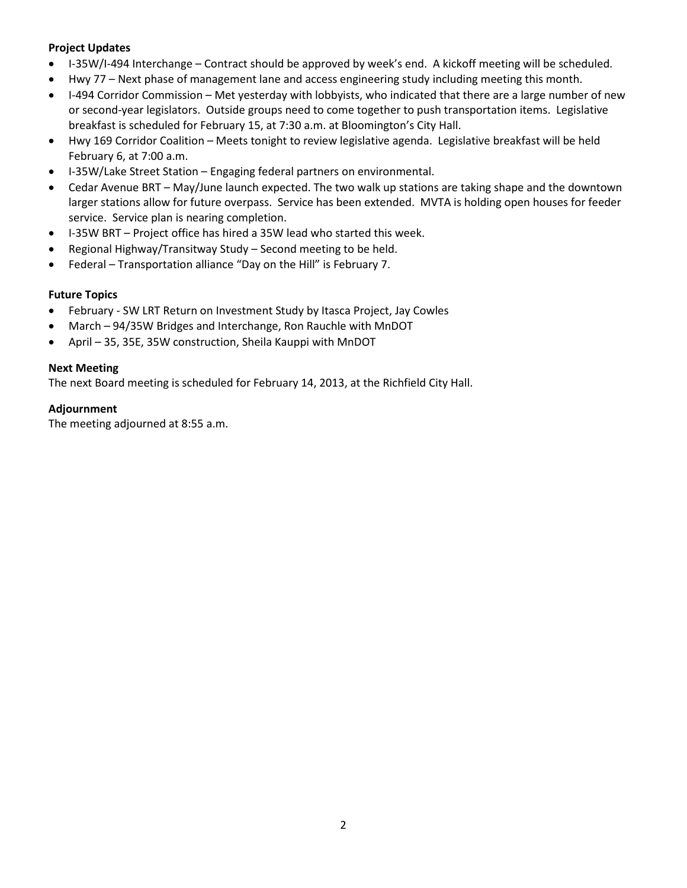**Project Updates**

- I-35W/I-494 Interchange – Contract should be approved by week's end. A kickoff meeting will be scheduled.
- Hwy 77 – Next phase of management lane and access engineering study including meeting this month.
- I-494 Corridor Commission – Met yesterday with lobbyists, who indicated that there are a large number of new or second-year legislators. Outside groups need to come together to push transportation items. Legislative breakfast is scheduled for February 15, at 7:30 a.m. at Bloomington's City Hall.
- Hwy 169 Corridor Coalition – Meets tonight to review legislative agenda. Legislative breakfast will be held February 6, at 7:00 a.m.
- I-35W/Lake Street Station – Engaging federal partners on environmental.
- Cedar Avenue BRT – May/June launch expected. The two walk up stations are taking shape and the downtown larger stations allow for future overpass. Service has been extended. MVTA is holding open houses for feeder service. Service plan is nearing completion.
- I-35W BRT – Project office has hired a 35W lead who started this week.
- Regional Highway/Transitway Study – Second meeting to be held.
- Federal – Transportation alliance "Day on the Hill" is February 7.

**Future Topics**

- February - SW LRT Return on Investment Study by Itasca Project, Jay Cowles
- March – 94/35W Bridges and Interchange, Ron Rauchle with MnDOT
- April – 35, 35E, 35W construction, Sheila Kauppi with MnDOT

**Next Meeting**

The next Board meeting is scheduled for February 14, 2013, at the Richfield City Hall.

**Adjournment**

The meeting adjourned at 8:55 a.m.